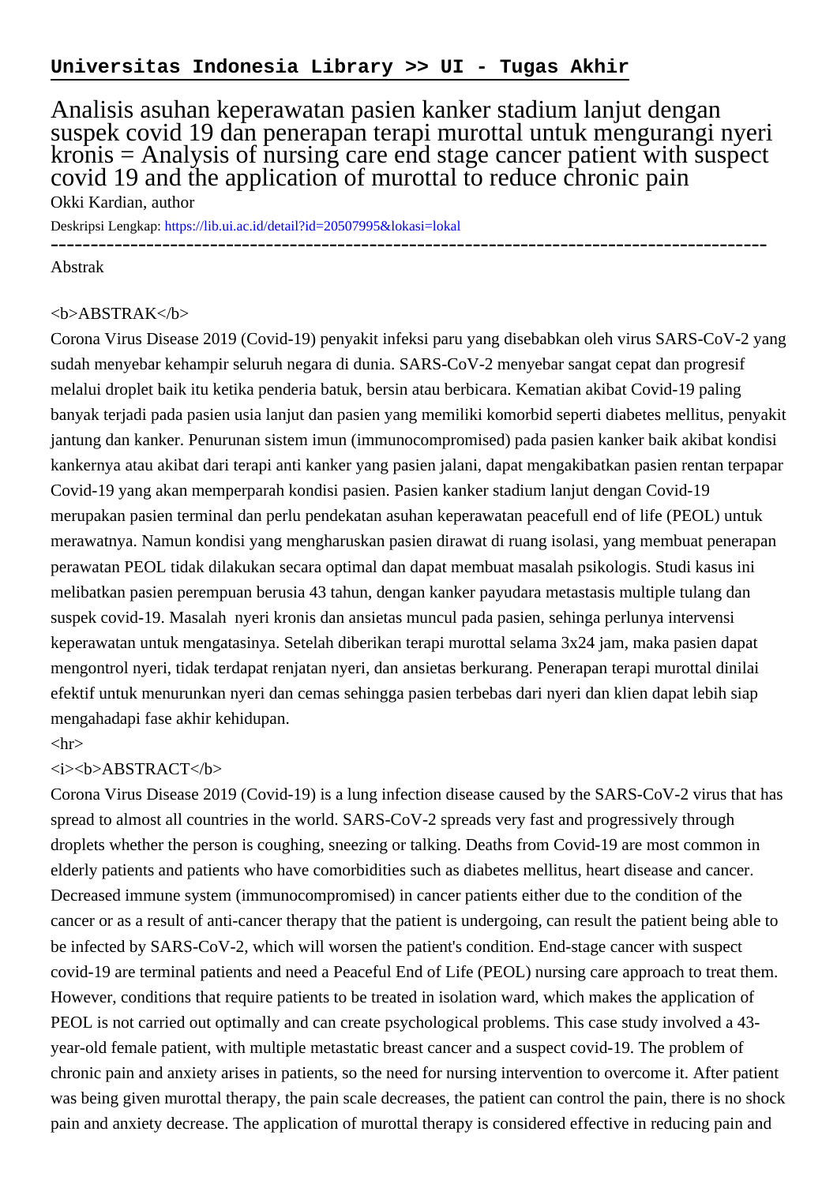# Universitas Indonesia Library >> UI - Tugas Akhir

## Analisis asuhan keperawatan pasien kanker stadium lanjut dengan suspek covid 19 dan penerapan terapi murottal untuk mengurangi nyeri kronis = Analysis of nursing care end stage cancer patient with suspect covid 19 and the application of murottal to reduce chronic pain

Okki Kardian, author

Deskripsi Lengkap: https://lib.ui.ac.id/detail?id=20507995&lokasi=lokal

------------------------------------------------------------------------------------------

Abstrak

<b>ABSTRAK</b>

Corona Virus Disease 2019 (Covid-19) penyakit infeksi paru yang disebabkan oleh virus SARS-CoV-2 yang sudah menyebar kehampir seluruh negara di dunia. SARS-CoV-2 menyebar sangat cepat dan progresif melalui droplet baik itu ketika penderia batuk, bersin atau berbicara. Kematian akibat Covid-19 paling banyak terjadi pada pasien usia lanjut dan pasien yang memiliki komorbid seperti diabetes mellitus, penyakit jantung dan kanker. Penurunan sistem imun (immunocompromised) pada pasien kanker baik akibat kondisi kankernya atau akibat dari terapi anti kanker yang pasien jalani, dapat mengakibatkan pasien rentan terpapar Covid-19 yang akan memperparah kondisi pasien. Pasien kanker stadium lanjut dengan Covid-19 merupakan pasien terminal dan perlu pendekatan asuhan keperawatan peacefull end of life (PEOL) untuk merawatnya. Namun kondisi yang mengharuskan pasien dirawat di ruang isolasi, yang membuat penerapan perawatan PEOL tidak dilakukan secara optimal dan dapat membuat masalah psikologis. Studi kasus ini melibatkan pasien perempuan berusia 43 tahun, dengan kanker payudara metastasis multiple tulang dan suspek covid-19. Masalah  nyeri kronis dan ansietas muncul pada pasien, sehinga perlunya intervensi keperawatan untuk mengatasinya. Setelah diberikan terapi murottal selama 3x24 jam, maka pasien dapat mengontrol nyeri, tidak terdapat renjatan nyeri, dan ansietas berkurang. Penerapan terapi murottal dinilai efektif untuk menurunkan nyeri dan cemas sehingga pasien terbebas dari nyeri dan klien dapat lebih siap mengahadapi fase akhir kehidupan.

<hr>

<i><b>ABSTRACT</b>

Corona Virus Disease 2019 (Covid-19) is a lung infection disease caused by the SARS-CoV-2 virus that has spread to almost all countries in the world. SARS-CoV-2 spreads very fast and progressively through droplets whether the person is coughing, sneezing or talking. Deaths from Covid-19 are most common in elderly patients and patients who have comorbidities such as diabetes mellitus, heart disease and cancer. Decreased immune system (immunocompromised) in cancer patients either due to the condition of the cancer or as a result of anti-cancer therapy that the patient is undergoing, can result the patient being able to be infected by SARS-CoV-2, which will worsen the patient's condition. End-stage cancer with suspect covid-19 are terminal patients and need a Peaceful End of Life (PEOL) nursing care approach to treat them. However, conditions that require patients to be treated in isolation ward, which makes the application of PEOL is not carried out optimally and can create psychological problems. This case study involved a 43-year-old female patient, with multiple metastatic breast cancer and a suspect covid-19. The problem of chronic pain and anxiety arises in patients, so the need for nursing intervention to overcome it. After patient was being given murottal therapy, the pain scale decreases, the patient can control the pain, there is no shock pain and anxiety decrease. The application of murottal therapy is considered effective in reducing pain and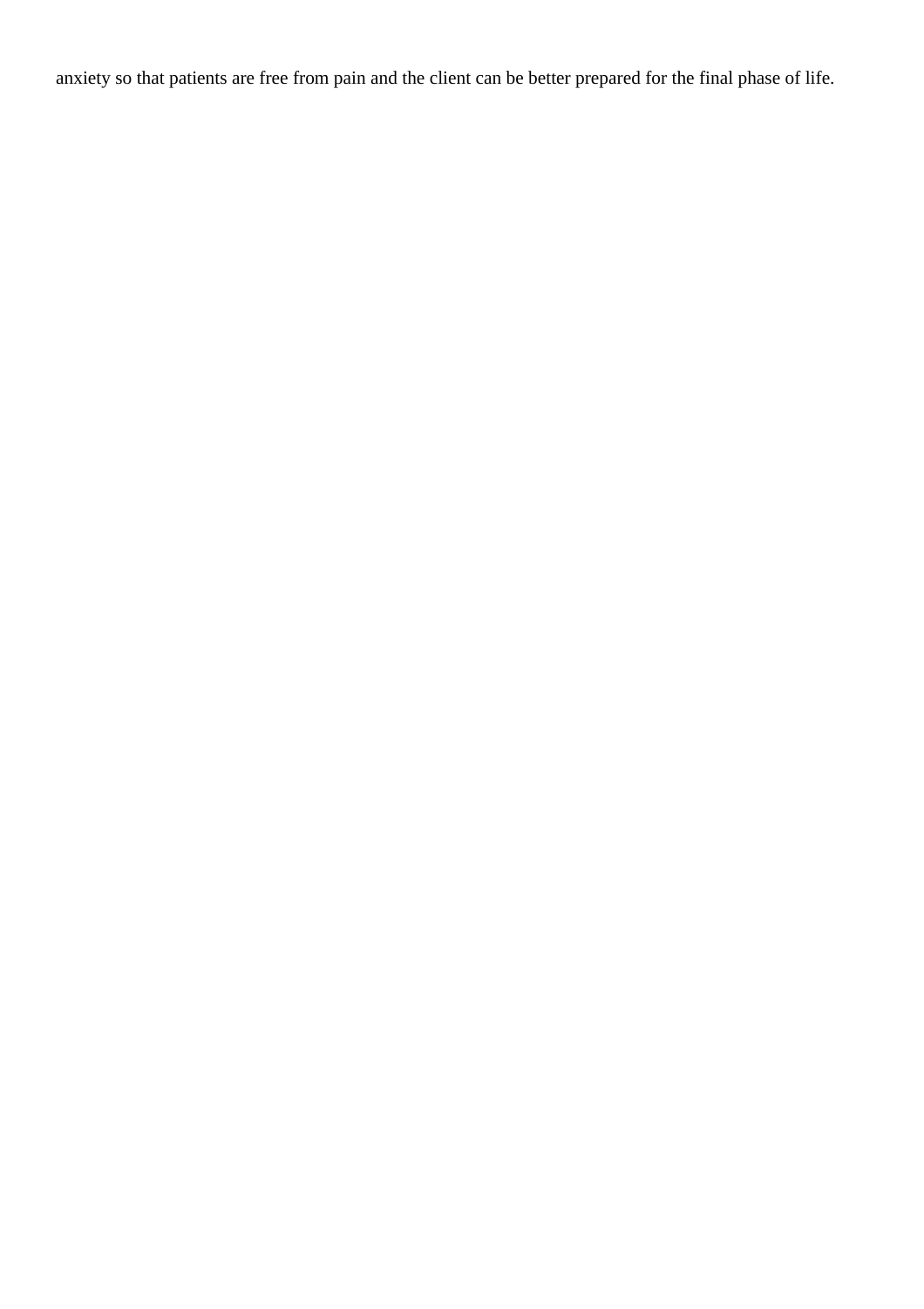anxiety so that patients are free from pain and the client can be better prepared for the final phase of life.